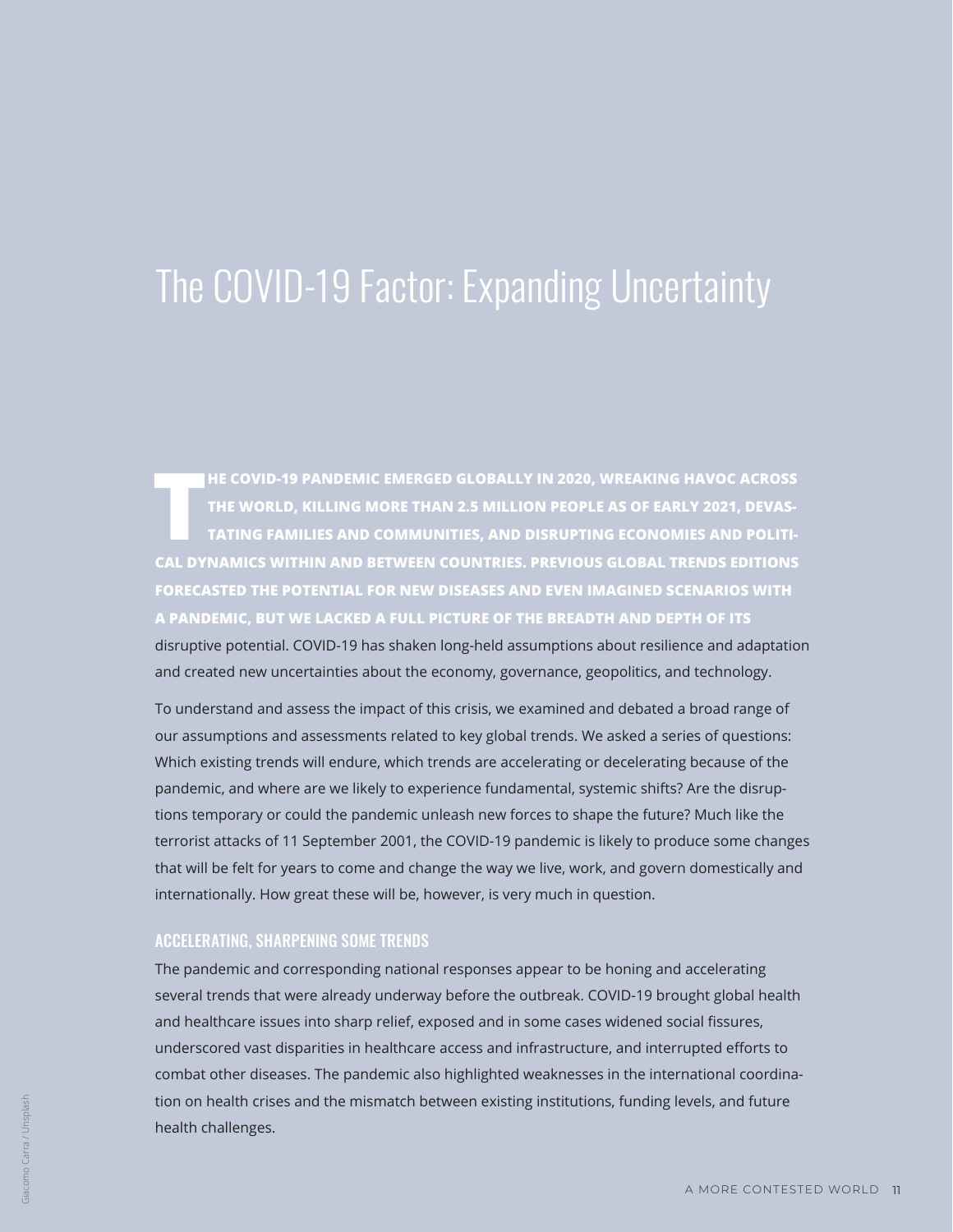# The COVID-19 Factor: Expanding Uncertainty

**THE COVID-19 PANDEMIC EMERGED GLOBALLY IN 2020, WREAKING HAVOC ACROSS THE WORLD, KILLING MORE THAN 2.5 MILLION PEOPLE AS OF EARLY 2021, DEVASTATING FAMILIES AND COMMUNITIES, AND DISRUPTING ECONOMIES AND POLITICAL DYNAMICS WITHIN AND BETWEEN COUNTRIES. PREVIOUS GLOBAL TRENDS EDITIONS FORECASTED THE POTENTIAL FOR NEW DISEASES AND EVEN IMAGINED SCENARIOS WITH A PANDEMIC, BUT WE LACKED A FULL PICTURE OF THE BREADTH AND DEPTH OF ITS** disruptive potential. COVID-19 has shaken long-held assumptions about resilience and adaptation and created new uncertainties about the economy, governance, geopolitics, and technology.

To understand and assess the impact of this crisis, we examined and debated a broad range of our assumptions and assessments related to key global trends. We asked a series of questions: Which existing trends will endure, which trends are accelerating or decelerating because of the pandemic, and where are we likely to experience fundamental, systemic shifts? Are the disruptions temporary or could the pandemic unleash new forces to shape the future? Much like the terrorist attacks of 11 September 2001, the COVID-19 pandemic is likely to produce some changes that will be felt for years to come and change the way we live, work, and govern domestically and internationally. How great these will be, however, is very much in question.

## ACCELERATING, SHARPENING SOME TRENDS

The pandemic and corresponding national responses appear to be honing and accelerating several trends that were already underway before the outbreak. COVID-19 brought global health and healthcare issues into sharp relief, exposed and in some cases widened social fissures, underscored vast disparities in healthcare access and infrastructure, and interrupted efforts to combat other diseases. The pandemic also highlighted weaknesses in the international coordination on health crises and the mismatch between existing institutions, funding levels, and future health challenges.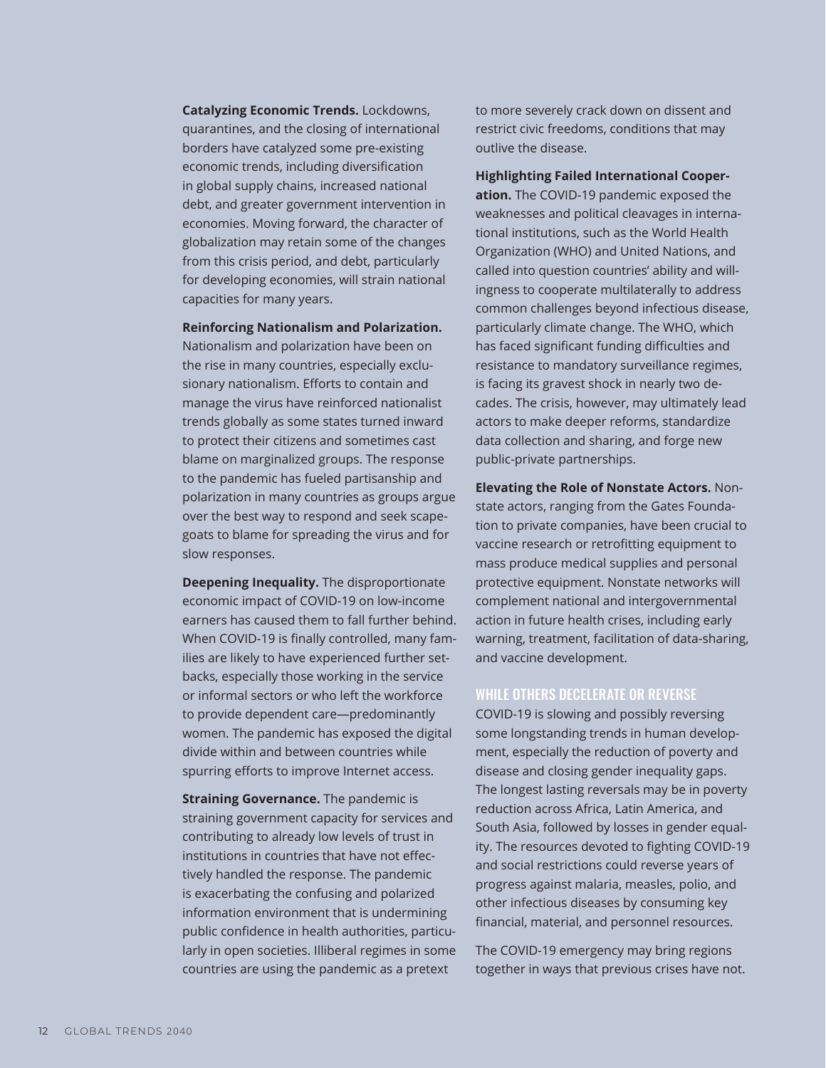**Catalyzing Economic Trends.** Lockdowns, quarantines, and the closing of international borders have catalyzed some pre-existing economic trends, including diversification in global supply chains, increased national debt, and greater government intervention in economies. Moving forward, the character of globalization may retain some of the changes from this crisis period, and debt, particularly for developing economies, will strain national capacities for many years.

**Reinforcing Nationalism and Polarization.** Nationalism and polarization have been on the rise in many countries, especially exclusionary nationalism. Efforts to contain and manage the virus have reinforced nationalist trends globally as some states turned inward to protect their citizens and sometimes cast blame on marginalized groups. The response to the pandemic has fueled partisanship and polarization in many countries as groups argue over the best way to respond and seek scapegoats to blame for spreading the virus and for slow responses.

**Deepening Inequality.** The disproportionate economic impact of COVID-19 on low-income earners has caused them to fall further behind. When COVID-19 is finally controlled, many families are likely to have experienced further setbacks, especially those working in the service or informal sectors or who left the workforce to provide dependent care—predominantly women. The pandemic has exposed the digital divide within and between countries while spurring efforts to improve Internet access.

**Straining Governance.** The pandemic is straining government capacity for services and contributing to already low levels of trust in institutions in countries that have not effectively handled the response. The pandemic is exacerbating the confusing and polarized information environment that is undermining public confidence in health authorities, particularly in open societies. Illiberal regimes in some countries are using the pandemic as a pretext to more severely crack down on dissent and restrict civic freedoms, conditions that may outlive the disease.

**Highlighting Failed International Cooperation.** The COVID-19 pandemic exposed the weaknesses and political cleavages in international institutions, such as the World Health Organization (WHO) and United Nations, and called into question countries' ability and willingness to cooperate multilaterally to address common challenges beyond infectious disease, particularly climate change. The WHO, which has faced significant funding difficulties and resistance to mandatory surveillance regimes, is facing its gravest shock in nearly two decades. The crisis, however, may ultimately lead actors to make deeper reforms, standardize data collection and sharing, and forge new public-private partnerships.

**Elevating the Role of Nonstate Actors.** Nonstate actors, ranging from the Gates Foundation to private companies, have been crucial to vaccine research or retrofitting equipment to mass produce medical supplies and personal protective equipment. Nonstate networks will complement national and intergovernmental action in future health crises, including early warning, treatment, facilitation of data-sharing, and vaccine development.

## WHILE OTHERS DECELERATE OR REVERSE

COVID-19 is slowing and possibly reversing some longstanding trends in human development, especially the reduction of poverty and disease and closing gender inequality gaps. The longest lasting reversals may be in poverty reduction across Africa, Latin America, and South Asia, followed by losses in gender equality. The resources devoted to fighting COVID-19 and social restrictions could reverse years of progress against malaria, measles, polio, and other infectious diseases by consuming key financial, material, and personnel resources.

The COVID-19 emergency may bring regions together in ways that previous crises have not.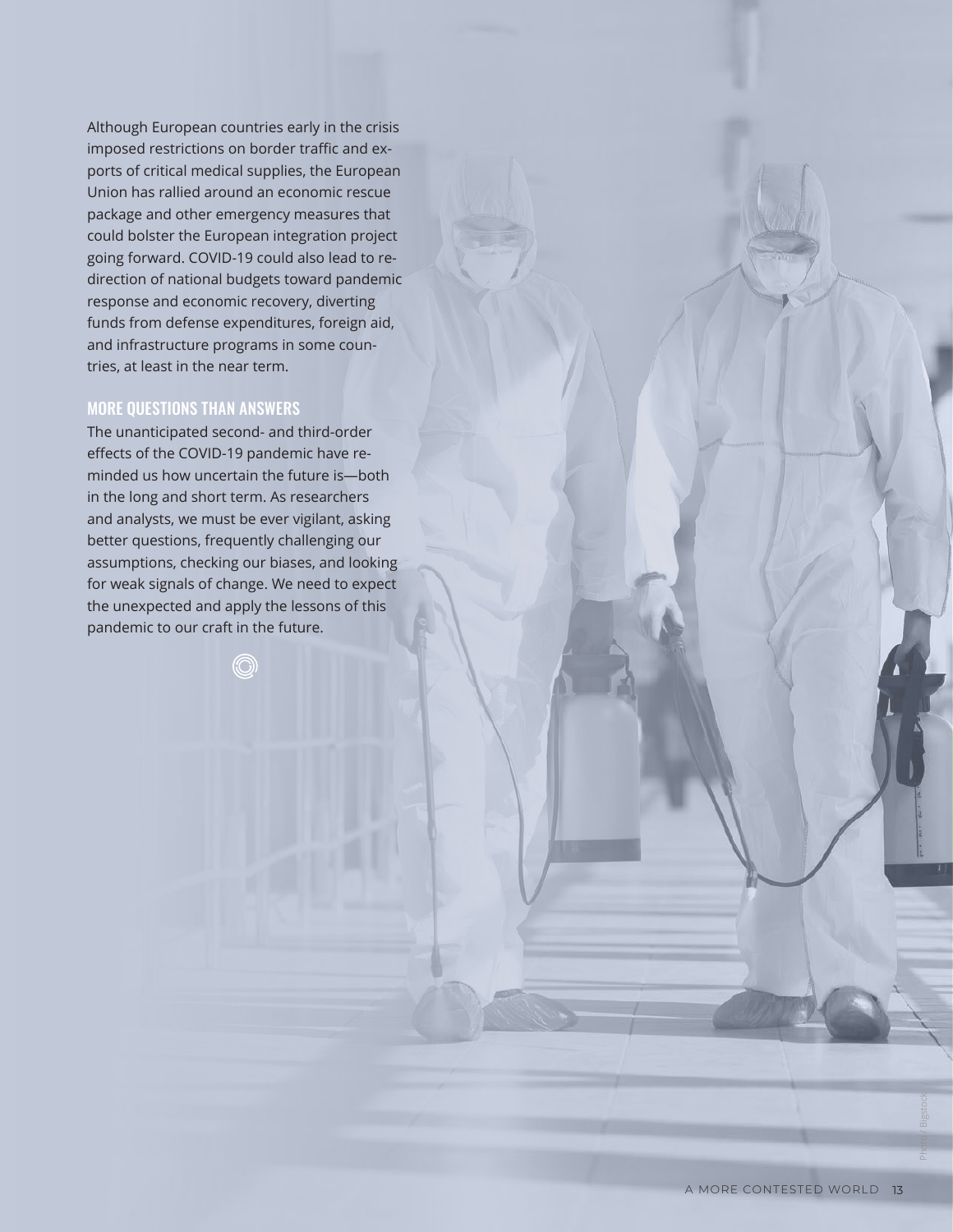Although European countries early in the crisis imposed restrictions on border traffic and exports of critical medical supplies, the European Union has rallied around an economic rescue package and other emergency measures that could bolster the European integration project going forward. COVID-19 could also lead to redirection of national budgets toward pandemic response and economic recovery, diverting funds from defense expenditures, foreign aid, and infrastructure programs in some countries, at least in the near term.

## MORE QUESTIONS THAN ANSWERS

The unanticipated second- and third-order effects of the COVID-19 pandemic have reminded us how uncertain the future is—both in the long and short term. As researchers and analysts, we must be ever vigilant, asking better questions, frequently challenging our assumptions, checking our biases, and looking for weak signals of change. We need to expect the unexpected and apply the lessons of this pandemic to our craft in the future.

Photo: Bigstock